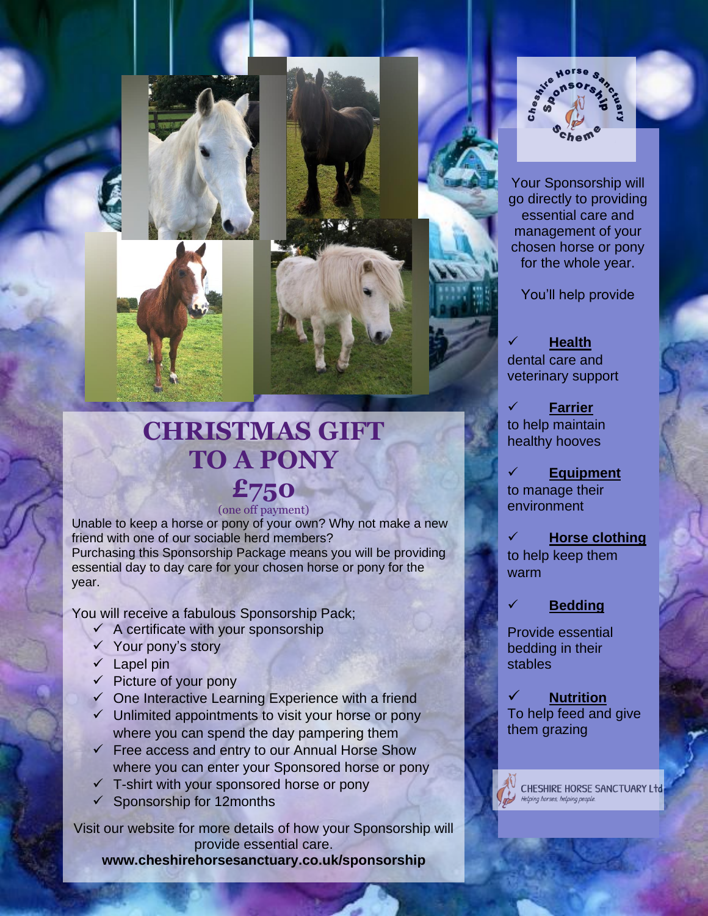# CHRISTMAS GIFT TO A PONY

## £750

(one off payment)

Unable to keep a horse or pony of your own? Why not make a new friend with one of our sociable herd members?
Purchasing this Sponsorship Package means you will be providing essential day to day care for your chosen horse or pony for the year.

You will receive a fabulous Sponsorship Pack;

- ✓ A certificate with your sponsorship
- ✓ Your pony's story
- ✓ Lapel pin
- ✓ Picture of your pony
- ✓ One Interactive Learning Experience with a friend
- ✓ Unlimited appointments to visit your horse or pony where you can spend the day pampering them
- ✓ Free access and entry to our Annual Horse Show where you can enter your Sponsored horse or pony
- ✓ T-shirt with your sponsored horse or pony
- ✓ Sponsorship for 12months

Visit our website for more details of how your Sponsorship will provide essential care.

**www.cheshirehorsesanctuary.co.uk/sponsorship**

Cheshire Horse Sanctuary Sponsorship Scheme

Your Sponsorship will go directly to providing essential care and management of your chosen horse or pony for the whole year.

You'll help provide

✓ **Health**
dental care and veterinary support

✓ **Farrier**
to help maintain healthy hooves

✓ **Equipment**
to manage their environment

✓ **Horse clothing**
to help keep them warm

✓ **Bedding**
Provide essential bedding in their stables

✓ **Nutrition**
To help feed and give them grazing

CHESHIRE HORSE SANCTUARY Ltd
*Helping horses, helping people.*